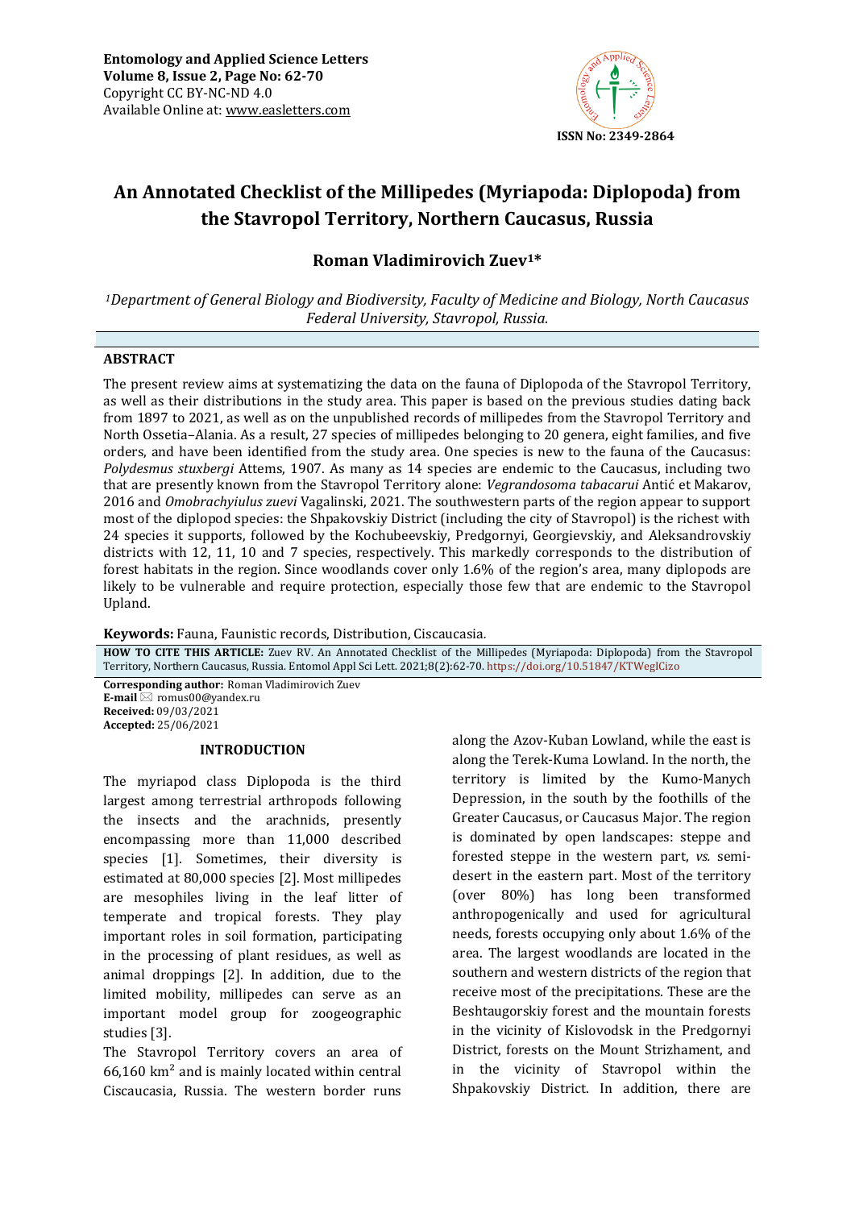# An Annotated Checklist of the Millipedes (Myriapoda: Diplopoda) from the Stavropol Territory, Northern Caucasus, Russia

**Roman Vladimirovich Zuev[1]***

[1]*Department of General Biology and Biodiversity, Faculty of Medicine and Biology, North Caucasus Federal University, Stavropol, Russia.*

## ABSTRACT

The present review aims at systematizing the data on the fauna of Diplopoda of the Stavropol Territory, as well as their distributions in the study area. This paper is based on the previous studies dating back from 1897 to 2021, as well as on the unpublished records of millipedes from the Stavropol Territory and North Ossetia–Alania. As a result, 27 species of millipedes belonging to 20 genera, eight families, and five orders, and have been identified from the study area. One species is new to the fauna of the Caucasus: *Polydesmus stuxbergi* Attems, 1907. As many as 14 species are endemic to the Caucasus, including two that are presently known from the Stavropol Territory alone: *Vegrandosoma tabacarui* Antić et Makarov, 2016 and *Omobrachyiulus zuevi* Vagalinski, 2021. The southwestern parts of the region appear to support most of the diplopod species: the Shpakovskiy District (including the city of Stavropol) is the richest with 24 species it supports, followed by the Kochubeevskiy, Predgornyi, Georgievskiy, and Aleksandrovskiy districts with 12, 11, 10 and 7 species, respectively. This markedly corresponds to the distribution of forest habitats in the region. Since woodlands cover only 1.6% of the region's area, many diplopods are likely to be vulnerable and require protection, especially those few that are endemic to the Stavropol Upland.

**Keywords:** Fauna, Faunistic records, Distribution, Ciscaucasia.

**HOW TO CITE THIS ARTICLE:** Zuev RV. An Annotated Checklist of the Millipedes (Myriapoda: Diplopoda) from the Stavropol Territory, Northern Caucasus, Russia. Entomol Appl Sci Lett. 2021;8(2):62-70. https://doi.org/10.51847/KTWeglCizo

**Corresponding author:** Roman Vladimirovich Zuev
**E-mail** ✉ romus00@yandex.ru
**Received:** 09/03/2021
**Accepted:** 25/06/2021

## INTRODUCTION

The myriapod class Diplopoda is the third largest among terrestrial arthropods following the insects and the arachnids, presently encompassing more than 11,000 described species [1]. Sometimes, their diversity is estimated at 80,000 species [2]. Most millipedes are mesophiles living in the leaf litter of temperate and tropical forests. They play important roles in soil formation, participating in the processing of plant residues, as well as animal droppings [2]. In addition, due to the limited mobility, millipedes can serve as an important model group for zoogeographic studies [3].

The Stavropol Territory covers an area of 66,160 km² and is mainly located within central Ciscaucasia, Russia. The western border runs along the Azov-Kuban Lowland, while the east is along the Terek-Kuma Lowland. In the north, the territory is limited by the Kumo-Manych Depression, in the south by the foothills of the Greater Caucasus, or Caucasus Major. The region is dominated by open landscapes: steppe and forested steppe in the western part, *vs.* semi-desert in the eastern part. Most of the territory (over 80%) has long been transformed anthropogenically and used for agricultural needs, forests occupying only about 1.6% of the area. The largest woodlands are located in the southern and western districts of the region that receive most of the precipitations. These are the Beshtaugorskiy forest and the mountain forests in the vicinity of Kislovodsk in the Predgornyi District, forests on the Mount Strizhament, and in the vicinity of Stavropol within the Shpakovskiy District. In addition, there are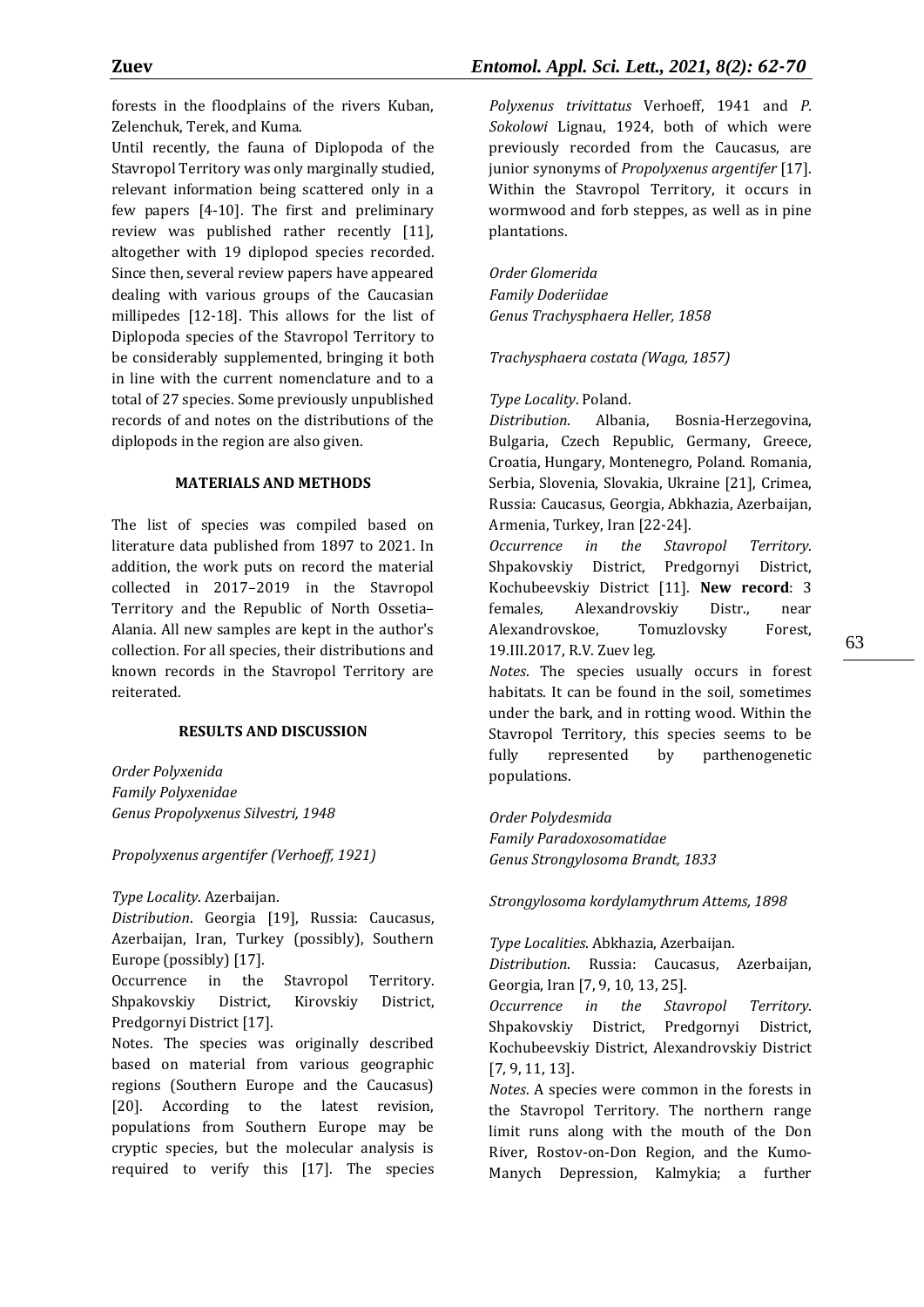forests in the floodplains of the rivers Kuban, Zelenchuk, Terek, and Kuma.

Until recently, the fauna of Diplopoda of the Stavropol Territory was only marginally studied, relevant information being scattered only in a few papers [4-10]. The first and preliminary review was published rather recently [11], altogether with 19 diplopod species recorded. Since then, several review papers have appeared dealing with various groups of the Caucasian millipedes [12-18]. This allows for the list of Diplopoda species of the Stavropol Territory to be considerably supplemented, bringing it both in line with the current nomenclature and to a total of 27 species. Some previously unpublished records of and notes on the distributions of the diplopods in the region are also given.

## MATERIALS AND METHODS

The list of species was compiled based on literature data published from 1897 to 2021. In addition, the work puts on record the material collected in 2017–2019 in the Stavropol Territory and the Republic of North Ossetia–Alania. All new samples are kept in the author's collection. For all species, their distributions and known records in the Stavropol Territory are reiterated.

## RESULTS AND DISCUSSION

*Order Polyxenida*
*Family Polyxenidae*
*Genus Propolyxenus Silvestri, 1948*

*Propolyxenus argentifer (Verhoeff, 1921)*

*Type Locality*. Azerbaijan.
*Distribution*. Georgia [19], Russia: Caucasus, Azerbaijan, Iran, Turkey (possibly), Southern Europe (possibly) [17].
Occurrence in the Stavropol Territory. Shpakovskiy District, Kirovskiy District, Predgornyi District [17].
Notes. The species was originally described based on material from various geographic regions (Southern Europe and the Caucasus) [20]. According to the latest revision, populations from Southern Europe may be cryptic species, but the molecular analysis is required to verify this [17]. The species *Polyxenus trivittatus* Verhoeff, 1941 and *P. Sokolowi* Lignau, 1924, both of which were previously recorded from the Caucasus, are junior synonyms of *Propolyxenus argentifer* [17]. Within the Stavropol Territory, it occurs in wormwood and forb steppes, as well as in pine plantations.

*Order Glomerida*
*Family Doderiidae*
*Genus Trachysphaera Heller, 1858*

*Trachysphaera costata (Waga, 1857)*

*Type Locality*. Poland.
*Distribution*. Albania, Bosnia-Herzegovina, Bulgaria, Czech Republic, Germany, Greece, Croatia, Hungary, Montenegro, Poland. Romania, Serbia, Slovenia, Slovakia, Ukraine [21], Crimea, Russia: Caucasus, Georgia, Abkhazia, Azerbaijan, Armenia, Turkey, Iran [22-24].
*Occurrence in the Stavropol Territory*. Shpakovskiy District, Predgornyi District, Kochubeevskiy District [11]. **New record**: 3 females, Alexandrovskiy Distr., near Alexandrovskoe, Tomuzlovsky Forest, 19.III.2017, R.V. Zuev leg.
*Notes*. The species usually occurs in forest habitats. It can be found in the soil, sometimes under the bark, and in rotting wood. Within the Stavropol Territory, this species seems to be fully represented by parthenogenetic populations.

*Order Polydesmida*
*Family Paradoxosomatidae*
*Genus Strongylosoma Brandt, 1833*

*Strongylosoma kordylamythrum Attems, 1898*

*Type Localities*. Abkhazia, Azerbaijan.
*Distribution*. Russia: Caucasus, Azerbaijan, Georgia, Iran [7, 9, 10, 13, 25].
*Occurrence in the Stavropol Territory*. Shpakovskiy District, Predgornyi District, Kochubeevskiy District, Alexandrovskiy District [7, 9, 11, 13].
*Notes*. A species were common in the forests in the Stavropol Territory. The northern range limit runs along with the mouth of the Don River, Rostov-on-Don Region, and the Kumo-Manych Depression, Kalmykia; a further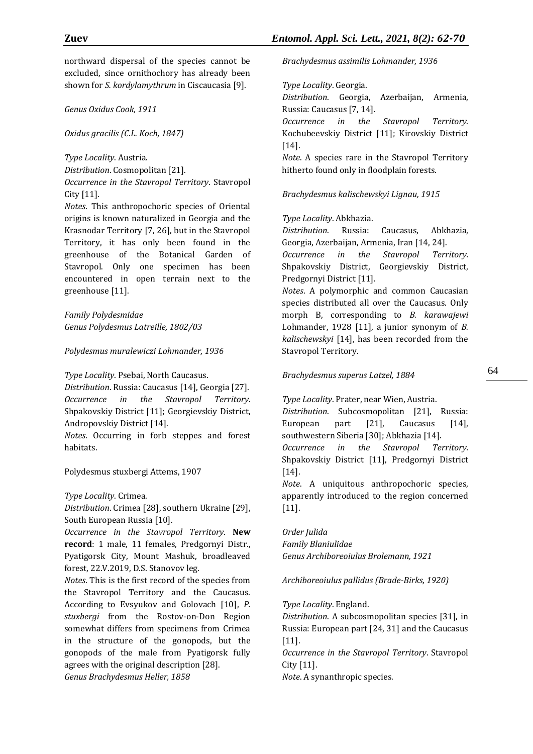northward dispersal of the species cannot be excluded, since ornithochory has already been shown for *S. kordylamythrum* in Ciscaucasia [9].

*Genus Oxidus Cook, 1911*

*Oxidus gracilis (C.L. Koch, 1847)*

*Type Locality*. Austria.
*Distribution*. Cosmopolitan [21].
*Occurrence in the Stavropol Territory*. Stavropol City [11].
*Notes*. This anthropochoric species of Oriental origins is known naturalized in Georgia and the Krasnodar Territory [7, 26], but in the Stavropol Territory, it has only been found in the greenhouse of the Botanical Garden of Stavropol. Only one specimen has been encountered in open terrain next to the greenhouse [11].

*Family Polydesmidae*
*Genus Polydesmus Latreille, 1802/03*

*Polydesmus muralewiczi Lohmander, 1936*

*Type Locality*. Psebai, North Caucasus.
*Distribution*. Russia: Caucasus [14], Georgia [27].
*Occurrence in the Stavropol Territory*. Shpakovskiy District [11]; Georgievskiy District, Andropovskiy District [14].
*Notes*. Occurring in forb steppes and forest habitats.

Polydesmus stuxbergi Attems, 1907

*Type Locality*. Crimea.
*Distribution*. Crimea [28], southern Ukraine [29], South European Russia [10].
*Occurrence in the Stavropol Territory*. **New record**: 1 male, 11 females, Predgornyi Distr., Pyatigorsk City, Mount Mashuk, broadleaved forest, 22.V.2019, D.S. Stanovov leg.
*Notes*. This is the first record of the species from the Stavropol Territory and the Caucasus. According to Evsyukov and Golovach [10], *P. stuxbergi* from the Rostov-on-Don Region somewhat differs from specimens from Crimea in the structure of the gonopods, but the gonopods of the male from Pyatigorsk fully agrees with the original description [28].
*Genus Brachydesmus Heller, 1858*

*Brachydesmus assimilis Lohmander, 1936*

*Type Locality*. Georgia.
*Distribution*. Georgia, Azerbaijan, Armenia, Russia: Caucasus [7, 14].
*Occurrence in the Stavropol Territory*. Kochubeevskiy District [11]; Kirovskiy District [14].
*Note*. A species rare in the Stavropol Territory hitherto found only in floodplain forests.

*Brachydesmus kalischewskyi Lignau, 1915*

*Type Locality*. Abkhazia.
*Distribution*. Russia: Caucasus, Abkhazia, Georgia, Azerbaijan, Armenia, Iran [14, 24].
*Occurrence in the Stavropol Territory*. Shpakovskiy District, Georgievskiy District, Predgornyi District [11].
*Notes*. A polymorphic and common Caucasian species distributed all over the Caucasus. Only morph B, corresponding to *B. karawajewi* Lohmander, 1928 [11], a junior synonym of *B. kalischewskyi* [14], has been recorded from the Stavropol Territory.

*Brachydesmus superus Latzel, 1884*

*Type Locality*. Prater, near Wien, Austria.
*Distribution*. Subcosmopolitan [21], Russia: European part [21], Caucasus [14], southwestern Siberia [30]; Abkhazia [14].
*Occurrence in the Stavropol Territory*. Shpakovskiy District [11], Predgornyi District [14].
*Note*. A uniquitous anthropochoric species, apparently introduced to the region concerned [11].

*Order Julida*
*Family Blaniulidae*
*Genus Archiboreoiulus Brolemann, 1921*

*Archiboreoiulus pallidus (Brade-Birks, 1920)*

*Type Locality*. England.
*Distribution*. A subcosmopolitan species [31], in Russia: European part [24, 31] and the Caucasus [11].
*Occurrence in the Stavropol Territory*. Stavropol City [11].
*Note*. A synanthropic species.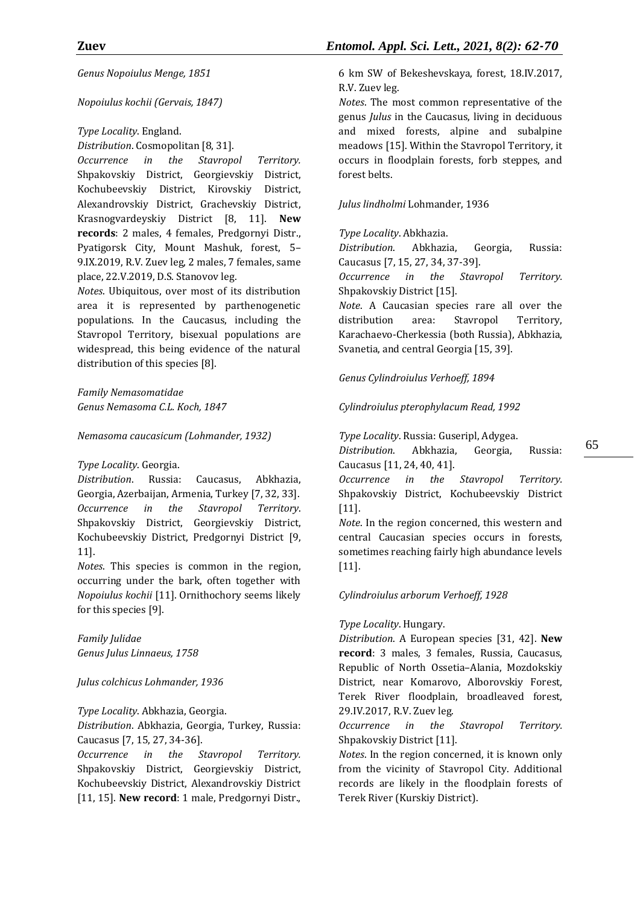*Genus Nopoiulus Menge, 1851*

*Nopoiulus kochii (Gervais, 1847)*

*Type Locality*. England.
*Distribution*. Cosmopolitan [8, 31].
*Occurrence in the Stavropol Territory.* Shpakovskiy District, Georgievskiy District, Kochubeevskiy District, Kirovskiy District, Alexandrovskiy District, Grachevskiy District, Krasnogvardeyskiy District [8, 11]. **New records**: 2 males, 4 females, Predgornyi Distr., Pyatigorsk City, Mount Mashuk, forest, 5–9.IX.2019, R.V. Zuev leg, 2 males, 7 females, same place, 22.V.2019, D.S. Stanovov leg.
*Notes*. Ubiquitous, over most of its distribution area it is represented by parthenogenetic populations. In the Caucasus, including the Stavropol Territory, bisexual populations are widespread, this being evidence of the natural distribution of this species [8].

*Family Nemasomatidae*
*Genus Nemasoma C.L. Koch, 1847*

*Nemasoma caucasicum (Lohmander, 1932)*

*Type Locality*. Georgia.
*Distribution*. Russia: Caucasus, Abkhazia, Georgia, Azerbaijan, Armenia, Turkey [7, 32, 33].
*Occurrence in the Stavropol Territory*. Shpakovskiy District, Georgievskiy District, Kochubeevskiy District, Predgornyi District [9, 11].
*Notes*. This species is common in the region, occurring under the bark, often together with *Nopoiulus kochii* [11]. Ornithochory seems likely for this species [9].

*Family Julidae*
*Genus Julus Linnaeus, 1758*

*Julus colchicus Lohmander, 1936*

*Type Locality*. Abkhazia, Georgia.
*Distribution*. Abkhazia, Georgia, Turkey, Russia: Caucasus [7, 15, 27, 34-36].
*Occurrence in the Stavropol Territory.* Shpakovskiy District, Georgievskiy District, Kochubeevskiy District, Alexandrovskiy District [11, 15]. **New record**: 1 male, Predgornyi Distr., 6 km SW of Bekeshevskaya, forest, 18.IV.2017, R.V. Zuev leg.
*Notes*. The most common representative of the genus *Julus* in the Caucasus, living in deciduous and mixed forests, alpine and subalpine meadows [15]. Within the Stavropol Territory, it occurs in floodplain forests, forb steppes, and forest belts.

*Julus lindholmi* Lohmander, 1936

*Type Locality*. Abkhazia.
*Distribution*. Abkhazia, Georgia, Russia: Caucasus [7, 15, 27, 34, 37-39].
*Occurrence in the Stavropol Territory.* Shpakovskiy District [15].
*Note*. A Caucasian species rare all over the distribution area: Stavropol Territory, Karachaevo-Cherkessia (both Russia), Abkhazia, Svanetia, and central Georgia [15, 39].

*Genus Cylindroiulus Verhoeff, 1894*

*Cylindroiulus pterophylacum Read, 1992*

*Type Locality*. Russia: Guseripl, Adygea.
*Distribution*. Abkhazia, Georgia, Russia: Caucasus [11, 24, 40, 41].
*Occurrence in the Stavropol Territory.* Shpakovskiy District, Kochubeevskiy District [11].
*Note*. In the region concerned, this western and central Caucasian species occurs in forests, sometimes reaching fairly high abundance levels [11].

*Cylindroiulus arborum Verhoeff, 1928*

*Type Locality*. Hungary.
*Distribution*. A European species [31, 42]. **New record**: 3 males, 3 females, Russia, Caucasus, Republic of North Ossetia–Alania, Mozdokskiy District, near Komarovo, Alborovskiy Forest, Terek River floodplain, broadleaved forest, 29.IV.2017, R.V. Zuev leg.
*Occurrence in the Stavropol Territory.* Shpakovskiy District [11].
*Notes*. In the region concerned, it is known only from the vicinity of Stavropol City. Additional records are likely in the floodplain forests of Terek River (Kurskiy District).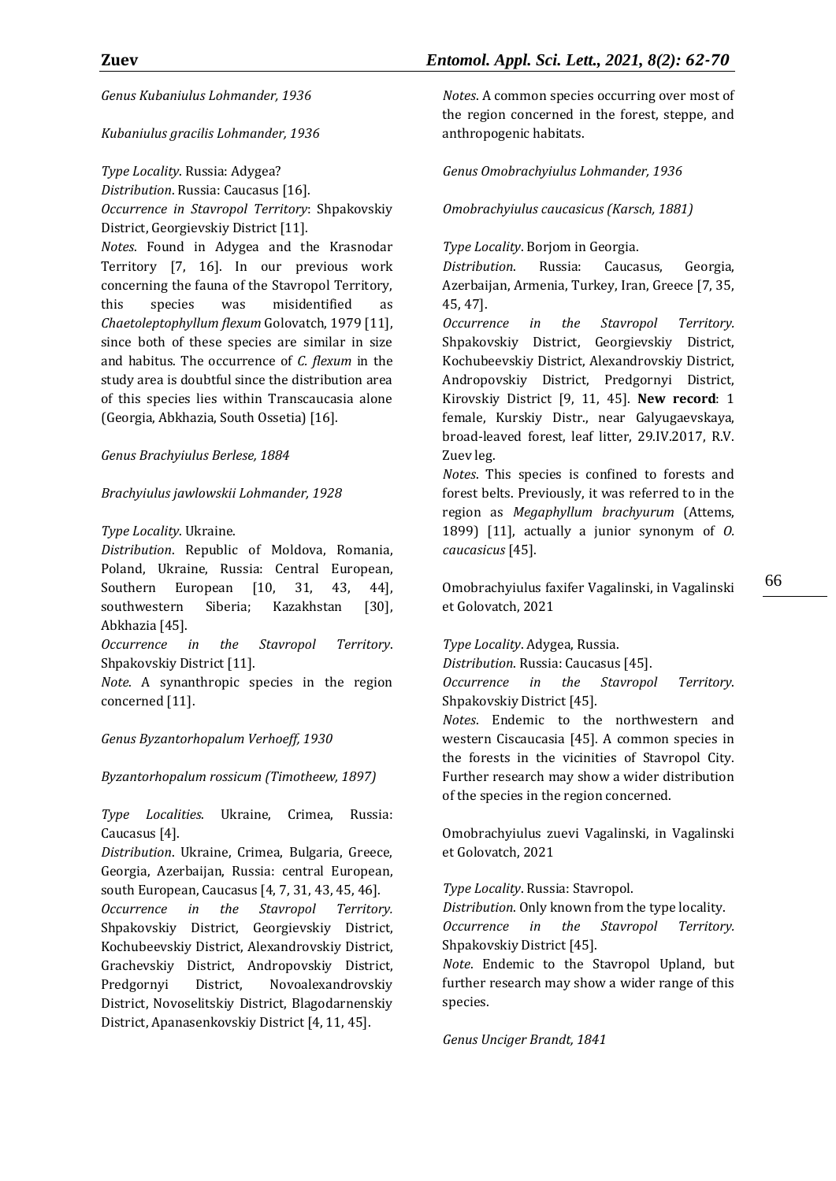*Genus Kubaniulus Lohmander, 1936*

*Kubaniulus gracilis Lohmander, 1936*

*Type Locality*. Russia: Adygea?
*Distribution*. Russia: Caucasus [16].
*Occurrence in Stavropol Territory*: Shpakovskiy District, Georgievskiy District [11].
*Notes*. Found in Adygea and the Krasnodar Territory [7, 16]. In our previous work concerning the fauna of the Stavropol Territory, this species was misidentified as *Chaetoleptophyllum flexum* Golovatch, 1979 [11], since both of these species are similar in size and habitus. The occurrence of *C. flexum* in the study area is doubtful since the distribution area of this species lies within Transcaucasia alone (Georgia, Abkhazia, South Ossetia) [16].

*Genus Brachyiulus Berlese, 1884*

*Brachyiulus jawlowskii Lohmander, 1928*

*Type Locality*. Ukraine.
*Distribution*. Republic of Moldova, Romania, Poland, Ukraine, Russia: Central European, Southern European [10, 31, 43, 44], southwestern Siberia; Kazakhstan [30], Abkhazia [45].
*Occurrence in the Stavropol Territory*. Shpakovskiy District [11].
*Note*. A synanthropic species in the region concerned [11].

*Genus Byzantorhopalum Verhoeff, 1930*

*Byzantorhopalum rossicum (Timotheew, 1897)*

*Type Localities*. Ukraine, Crimea, Russia: Caucasus [4].
*Distribution*. Ukraine, Crimea, Bulgaria, Greece, Georgia, Azerbaijan, Russia: central European, south European, Caucasus [4, 7, 31, 43, 45, 46].
*Occurrence in the Stavropol Territory.* Shpakovskiy District, Georgievskiy District, Kochubeevskiy District, Alexandrovskiy District, Grachevskiy District, Andropovskiy District, Predgornyi District, Novoalexandrovskiy District, Novoselitskiy District, Blagodarnenskiy District, Apanasenkovskiy District [4, 11, 45].
*Notes*. A common species occurring over most of the region concerned in the forest, steppe, and anthropogenic habitats.

*Genus Omobrachyiulus Lohmander, 1936*

*Omobrachyiulus caucasicus (Karsch, 1881)*

*Type Locality*. Borjom in Georgia.
*Distribution*. Russia: Caucasus, Georgia, Azerbaijan, Armenia, Turkey, Iran, Greece [7, 35, 45, 47].
*Occurrence in the Stavropol Territory*. Shpakovskiy District, Georgievskiy District, Kochubeevskiy District, Alexandrovskiy District, Andropovskiy District, Predgornyi District, Kirovskiy District [9, 11, 45]. **New record**: 1 female, Kurskiy Distr., near Galyugaevskaya, broad-leaved forest, leaf litter, 29.IV.2017, R.V. Zuev leg.
*Notes*. This species is confined to forests and forest belts. Previously, it was referred to in the region as *Megaphyllum brachyurum* (Attems, 1899) [11], actually a junior synonym of *O. caucasicus* [45].

Omobrachyiulus faxifer Vagalinski, in Vagalinski et Golovatch, 2021

*Type Locality*. Adygea, Russia.
*Distribution*. Russia: Caucasus [45].
*Occurrence in the Stavropol Territory*. Shpakovskiy District [45].
*Notes*. Endemic to the northwestern and western Ciscaucasia [45]. A common species in the forests in the vicinities of Stavropol City. Further research may show a wider distribution of the species in the region concerned.

Omobrachyiulus zuevi Vagalinski, in Vagalinski et Golovatch, 2021

*Type Locality*. Russia: Stavropol.
*Distribution*. Only known from the type locality.
*Occurrence in the Stavropol Territory*. Shpakovskiy District [45].
*Note*. Endemic to the Stavropol Upland, but further research may show a wider range of this species.

*Genus Unciger Brandt, 1841*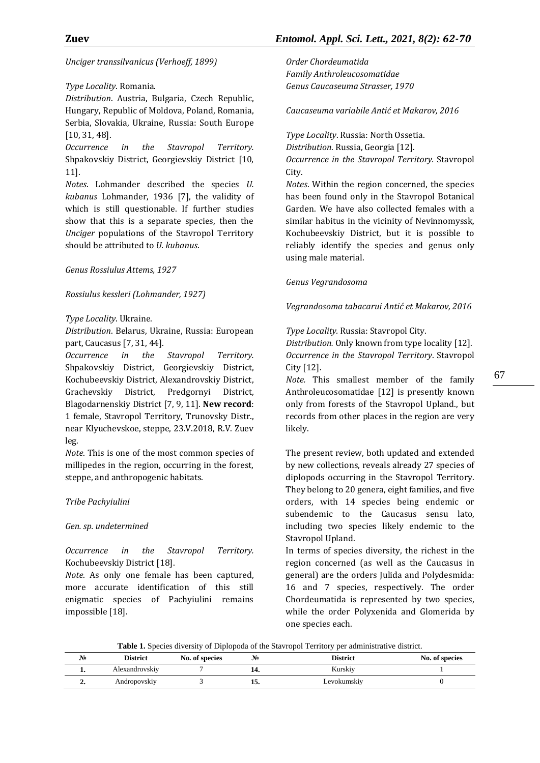*Unciger transsilvanicus (Verhoeff, 1899)*

*Type Locality*. Romania.

*Distribution*. Austria, Bulgaria, Czech Republic, Hungary, Republic of Moldova, Poland, Romania, Serbia, Slovakia, Ukraine, Russia: South Europe [10, 31, 48].

*Occurrence in the Stavropol Territory.* Shpakovskiy District, Georgievskiy District [10, 11].

*Notes*. Lohmander described the species *U. kubanus* Lohmander, 1936 [7], the validity of which is still questionable. If further studies show that this is a separate species, then the *Unciger* populations of the Stavropol Territory should be attributed to *U. kubanus*.

*Genus Rossiulus Attems, 1927*

*Rossiulus kessleri (Lohmander, 1927)*

*Type Locality*. Ukraine.

*Distribution*. Belarus, Ukraine, Russia: European part, Caucasus [7, 31, 44].

*Occurrence in the Stavropol Territory.* Shpakovskiy District, Georgievskiy District, Kochubeevskiy District, Alexandrovskiy District, Grachevskiy District, Predgornyi District, Blagodarnenskiy District [7, 9, 11]. **New record**: 1 female, Stavropol Territory, Trunovsky Distr., near Klyuchevskoe, steppe, 23.V.2018, R.V. Zuev leg.

*Note*. This is one of the most common species of millipedes in the region, occurring in the forest, steppe, and anthropogenic habitats.

*Tribe Pachyiulini*

*Gen. sp. undetermined*

*Occurrence in the Stavropol Territory.* Kochubeevskiy District [18].

*Note*. As only one female has been captured, more accurate identification of this still enigmatic species of Pachyiulini remains impossible [18].

*Order Chordeumatida*
*Family Anthroleucosomatidae*
*Genus Caucaseuma Strasser, 1970*

*Caucaseuma variabile Antić et Makarov, 2016*

*Type Locality*. Russia: North Ossetia.

*Distribution*. Russia, Georgia [12].

*Occurrence in the Stavropol Territory.* Stavropol City.

*Notes*. Within the region concerned, the species has been found only in the Stavropol Botanical Garden. We have also collected females with a similar habitus in the vicinity of Nevinnomyssk, Kochubeevskiy District, but it is possible to reliably identify the species and genus only using male material.

*Genus Vegrandosoma*

*Vegrandosoma tabacarui Antić et Makarov, 2016*

*Type Locality.* Russia: Stavropol City.

*Distribution.* Only known from type locality [12].

*Occurrence in the Stavropol Territory*. Stavropol City [12].

*Note.* This smallest member of the family Anthroleucosomatidae [12] is presently known only from forests of the Stavropol Upland., but records from other places in the region are very likely.

The present review, both updated and extended by new collections, reveals already 27 species of diplopods occurring in the Stavropol Territory. They belong to 20 genera, eight families, and five orders, with 14 species being endemic or subendemic to the Caucasus sensu lato, including two species likely endemic to the Stavropol Upland.

In terms of species diversity, the richest in the region concerned (as well as the Caucasus in general) are the orders Julida and Polydesmida: 16 and 7 species, respectively. The order Chordeumatida is represented by two species, while the order Polyxenida and Glomerida by one species each.

**Table 1.** Species diversity of Diplopoda of the Stavropol Territory per administrative district.

| № | District | No. of species | № | District | No. of species |
|---|---|---|---|---|---|
| **1.** | Alexandrovskiy | 7 | **14.** | Kurskiy | 1 |
| **2.** | Andropovskiy | 3 | **15.** | Levokumskiy | 0 |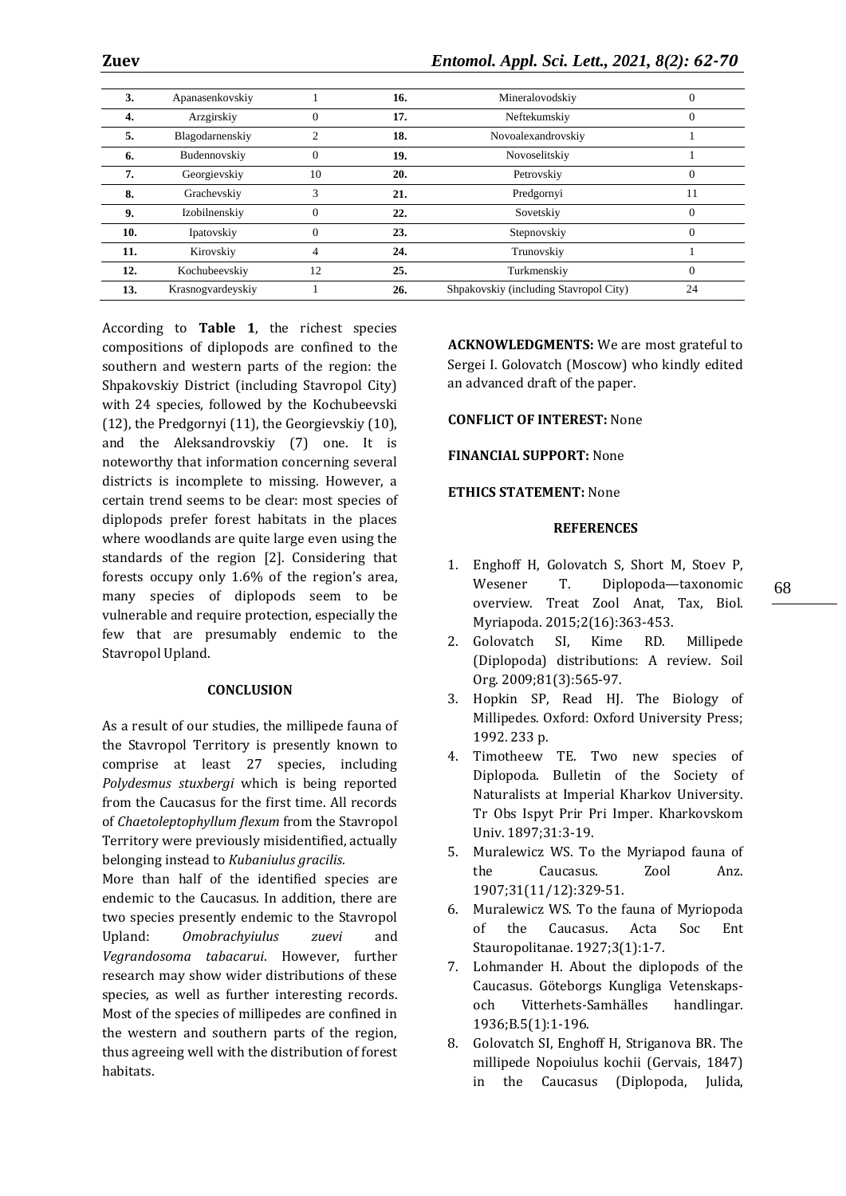| 3. | Apanasenkovskiy | 1 | 16. | Mineralovodskiy | 0 |
|---|---|---|---|---|---|
| 4. | Arzgirskiy | 0 | 17. | Neftekumskiy | 0 |
| 5. | Blagodarnenskiy | 2 | 18. | Novoalexandrovskiy | 1 |
| 6. | Budennovskiy | 0 | 19. | Novoselitskiy | 1 |
| 7. | Georgievskiy | 10 | 20. | Petrovskiy | 0 |
| 8. | Grachevskiy | 3 | 21. | Predgornyi | 11 |
| 9. | Izobilnenskiy | 0 | 22. | Sovetskiy | 0 |
| 10. | Ipatovskiy | 0 | 23. | Stepnovskiy | 0 |
| 11. | Kirovskiy | 4 | 24. | Trunovskiy | 1 |
| 12. | Kochubeevskiy | 12 | 25. | Turkmenskiy | 0 |
| 13. | Krasnogvardeyskiy | 1 | 26. | Shpakovskiy (including Stavropol City) | 24 |

According to **Table 1**, the richest species compositions of diplopods are confined to the southern and western parts of the region: the Shpakovskiy District (including Stavropol City) with 24 species, followed by the Kochubeevski (12), the Predgornyi (11), the Georgievskiy (10), and the Aleksandrovskiy (7) one. It is noteworthy that information concerning several districts is incomplete to missing. However, a certain trend seems to be clear: most species of diplopods prefer forest habitats in the places where woodlands are quite large even using the standards of the region [2]. Considering that forests occupy only 1.6% of the region's area, many species of diplopods seem to be vulnerable and require protection, especially the few that are presumably endemic to the Stavropol Upland.

## CONCLUSION

As a result of our studies, the millipede fauna of the Stavropol Territory is presently known to comprise at least 27 species, including *Polydesmus stuxbergi* which is being reported from the Caucasus for the first time. All records of *Chaetoleptophyllum flexum* from the Stavropol Territory were previously misidentified, actually belonging instead to *Kubaniulus gracilis*.

More than half of the identified species are endemic to the Caucasus. In addition, there are two species presently endemic to the Stavropol Upland: *Omobrachyiulus zuevi* and *Vegrandosoma tabacarui*. However, further research may show wider distributions of these species, as well as further interesting records. Most of the species of millipedes are confined in the western and southern parts of the region, thus agreeing well with the distribution of forest habitats.

**ACKNOWLEDGMENTS:** We are most grateful to Sergei I. Golovatch (Moscow) who kindly edited an advanced draft of the paper.

**CONFLICT OF INTEREST:** None

**FINANCIAL SUPPORT:** None

**ETHICS STATEMENT:** None

## REFERENCES

1. Enghoff H, Golovatch S, Short M, Stoev P, Wesener T. Diplopoda—taxonomic overview. Treat Zool Anat, Tax, Biol. Myriapoda. 2015;2(16):363-453.
2. Golovatch SI, Kime RD. Millipede (Diplopoda) distributions: A review. Soil Org. 2009;81(3):565-97.
3. Hopkin SP, Read HJ. The Biology of Millipedes. Oxford: Oxford University Press; 1992. 233 p.
4. Timotheew TE. Two new species of Diplopoda. Bulletin of the Society of Naturalists at Imperial Kharkov University. Tr Obs Ispyt Prir Pri Imper. Kharkovskom Univ. 1897;31:3-19.
5. Muralewicz WS. To the Myriapod fauna of the Caucasus. Zool Anz. 1907;31(11/12):329-51.
6. Muralewicz WS. To the fauna of Myriopoda of the Caucasus. Acta Soc Ent Stauropolitanae. 1927;3(1):1-7.
7. Lohmander H. About the diplopods of the Caucasus. Göteborgs Kungliga Vetenskaps- och Vitterhets-Samhälles handlingar. 1936;B.5(1):1-196.
8. Golovatch SI, Enghoff H, Striganova BR. The millipede Nopoiulus kochii (Gervais, 1847) in the Caucasus (Diplopoda, Julida,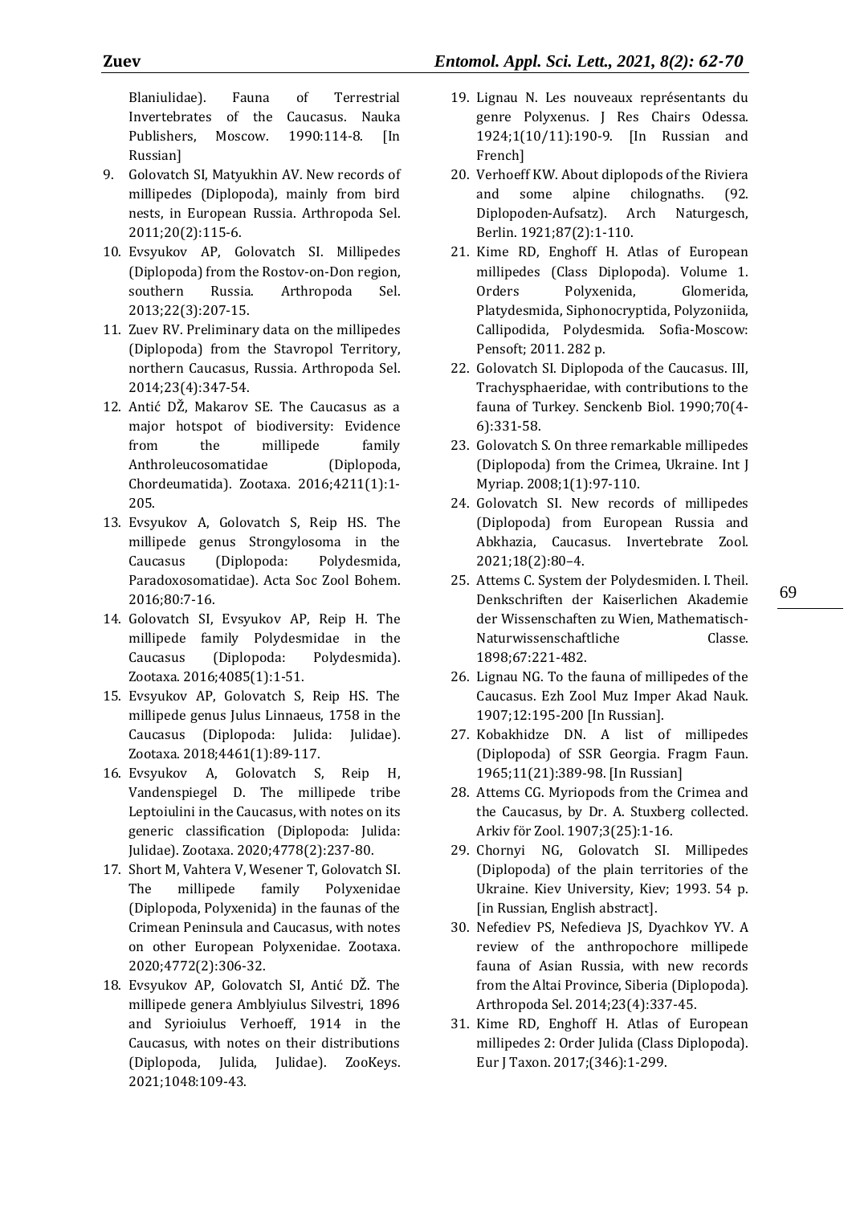Blaniulidae). Fauna of Terrestrial Invertebrates of the Caucasus. Nauka Publishers, Moscow. 1990:114-8. [In Russian]

9. Golovatch SI, Matyukhin AV. New records of millipedes (Diplopoda), mainly from bird nests, in European Russia. Arthropoda Sel. 2011;20(2):115-6.
10. Evsyukov AP, Golovatch SI. Millipedes (Diplopoda) from the Rostov-on-Don region, southern Russia. Arthropoda Sel. 2013;22(3):207-15.
11. Zuev RV. Preliminary data on the millipedes (Diplopoda) from the Stavropol Territory, northern Caucasus, Russia. Arthropoda Sel. 2014;23(4):347-54.
12. Antić DŽ, Makarov SE. The Caucasus as a major hotspot of biodiversity: Evidence from the millipede family Anthroleucosomatidae (Diplopoda, Chordeumatida). Zootaxa. 2016;4211(1):1-205.
13. Evsyukov A, Golovatch S, Reip HS. The millipede genus Strongylosoma in the Caucasus (Diplopoda: Polydesmida, Paradoxosomatidae). Acta Soc Zool Bohem. 2016;80:7-16.
14. Golovatch SI, Evsyukov AP, Reip H. The millipede family Polydesmidae in the Caucasus (Diplopoda: Polydesmida). Zootaxa. 2016;4085(1):1-51.
15. Evsyukov AP, Golovatch S, Reip HS. The millipede genus Julus Linnaeus, 1758 in the Caucasus (Diplopoda: Julida: Julidae). Zootaxa. 2018;4461(1):89-117.
16. Evsyukov A, Golovatch S, Reip H, Vandenspiegel D. The millipede tribe Leptoiulini in the Caucasus, with notes on its generic classification (Diplopoda: Julida: Julidae). Zootaxa. 2020;4778(2):237-80.
17. Short M, Vahtera V, Wesener T, Golovatch SI. The millipede family Polyxenidae (Diplopoda, Polyxenida) in the faunas of the Crimean Peninsula and Caucasus, with notes on other European Polyxenidae. Zootaxa. 2020;4772(2):306-32.
18. Evsyukov AP, Golovatch SI, Antić DŽ. The millipede genera Amblyiulus Silvestri, 1896 and Syrioiulus Verhoeff, 1914 in the Caucasus, with notes on their distributions (Diplopoda, Julida, Julidae). ZooKeys. 2021;1048:109-43.
19. Lignau N. Les nouveaux représentants du genre Polyxenus. J Res Chairs Odessa. 1924;1(10/11):190-9. [In Russian and French]
20. Verhoeff KW. About diplopods of the Riviera and some alpine chilognaths. (92. Diplopoden-Aufsatz). Arch Naturgesch, Berlin. 1921;87(2):1-110.
21. Kime RD, Enghoff H. Atlas of European millipedes (Class Diplopoda). Volume 1. Orders Polyxenida, Glomerida, Platydesmida, Siphonocryptida, Polyzoniida, Callipodida, Polydesmida. Sofia-Moscow: Pensoft; 2011. 282 p.
22. Golovatch SI. Diplopoda of the Caucasus. III, Trachysphaeridae, with contributions to the fauna of Turkey. Senckenb Biol. 1990;70(4-6):331-58.
23. Golovatch S. On three remarkable millipedes (Diplopoda) from the Crimea, Ukraine. Int J Myriap. 2008;1(1):97-110.
24. Golovatch SI. New records of millipedes (Diplopoda) from European Russia and Abkhazia, Caucasus. Invertebrate Zool. 2021;18(2):80–4.
25. Attems C. System der Polydesmiden. I. Theil. Denkschriften der Kaiserlichen Akademie der Wissenschaften zu Wien, Mathematisch-Naturwissenschaftliche Classe. 1898;67:221-482.
26. Lignau NG. To the fauna of millipedes of the Caucasus. Ezh Zool Muz Imper Akad Nauk. 1907;12:195-200 [In Russian].
27. Kobakhidze DN. A list of millipedes (Diplopoda) of SSR Georgia. Fragm Faun. 1965;11(21):389-98. [In Russian]
28. Attems CG. Myriopods from the Crimea and the Caucasus, by Dr. A. Stuxberg collected. Arkiv för Zool. 1907;3(25):1-16.
29. Chornyi NG, Golovatch SI. Millipedes (Diplopoda) of the plain territories of the Ukraine. Kiev University, Kiev; 1993. 54 p. [in Russian, English abstract].
30. Nefediev PS, Nefedieva JS, Dyachkov YV. A review of the anthropochore millipede fauna of Asian Russia, with new records from the Altai Province, Siberia (Diplopoda). Arthropoda Sel. 2014;23(4):337-45.
31. Kime RD, Enghoff H. Atlas of European millipedes 2: Order Julida (Class Diplopoda). Eur J Taxon. 2017;(346):1-299.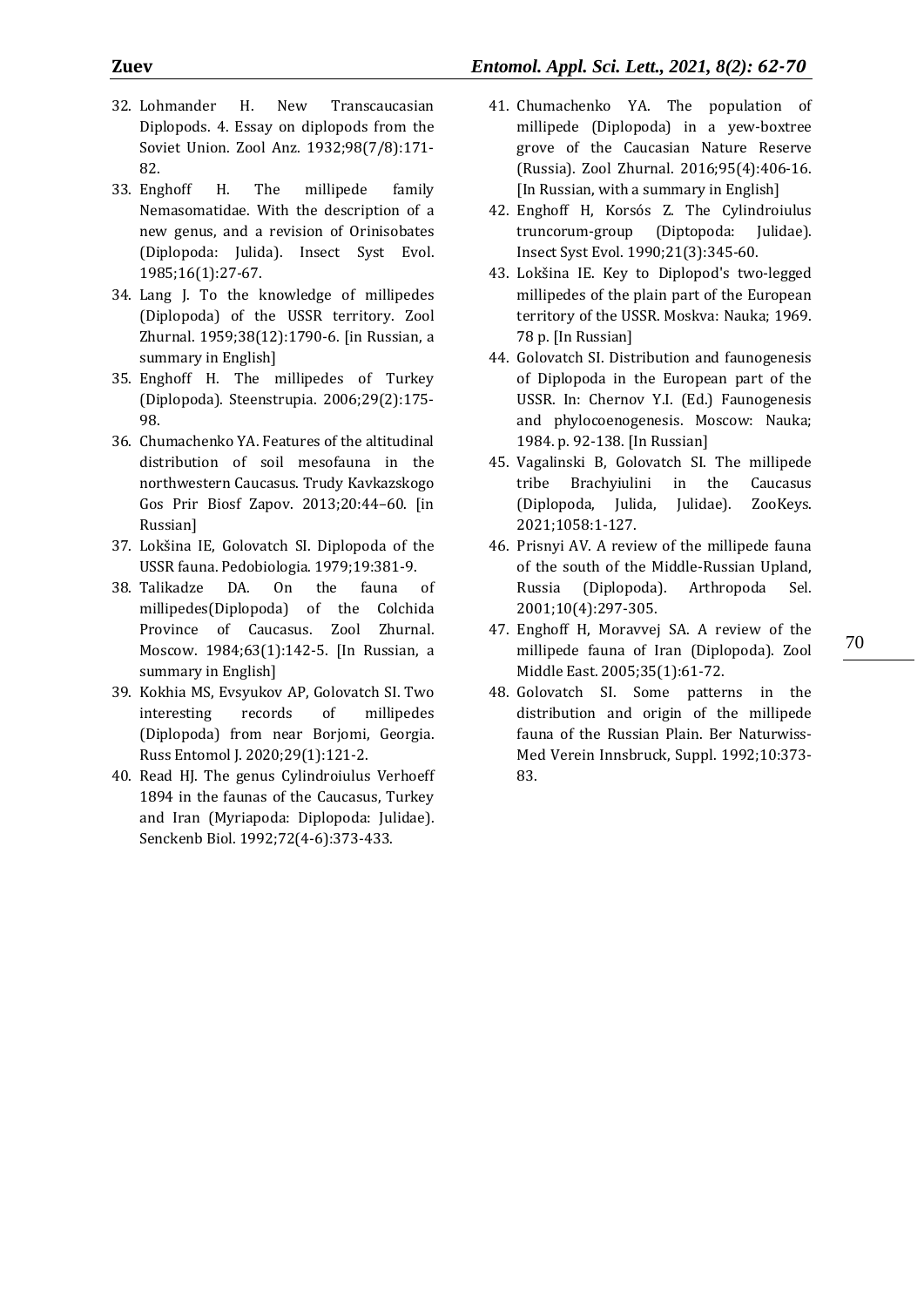32. Lohmander H. New Transcaucasian Diplopods. 4. Essay on diplopods from the Soviet Union. Zool Anz. 1932;98(7/8):171-82.
33. Enghoff H. The millipede family Nemasomatidae. With the description of a new genus, and a revision of Orinisobates (Diplopoda: Julida). Insect Syst Evol. 1985;16(1):27-67.
34. Lang J. To the knowledge of millipedes (Diplopoda) of the USSR territory. Zool Zhurnal. 1959;38(12):1790-6. [in Russian, a summary in English]
35. Enghoff H. The millipedes of Turkey (Diplopoda). Steenstrupia. 2006;29(2):175-98.
36. Chumachenko YA. Features of the altitudinal distribution of soil mesofauna in the northwestern Caucasus. Trudy Kavkazskogo Gos Prir Biosf Zapov. 2013;20:44–60. [in Russian]
37. Lokšina IE, Golovatch SI. Diplopoda of the USSR fauna. Pedobiologia. 1979;19:381-9.
38. Talikadze DA. On the fauna of millipedes(Diplopoda) of the Colchida Province of Caucasus. Zool Zhurnal. Moscow. 1984;63(1):142-5. [In Russian, a summary in English]
39. Kokhia MS, Evsyukov AP, Golovatch SI. Two interesting records of millipedes (Diplopoda) from near Borjomi, Georgia. Russ Entomol J. 2020;29(1):121-2.
40. Read HJ. The genus Cylindroiulus Verhoeff 1894 in the faunas of the Caucasus, Turkey and Iran (Myriapoda: Diplopoda: Julidae). Senckenb Biol. 1992;72(4-6):373-433.
41. Chumachenko YA. The population of millipede (Diplopoda) in a yew-boxtree grove of the Caucasian Nature Reserve (Russia). Zool Zhurnal. 2016;95(4):406-16. [In Russian, with a summary in English]
42. Enghoff H, Korsós Z. The Cylindroiulus truncorum-group (Diptopoda: Julidae). Insect Syst Evol. 1990;21(3):345-60.
43. Lokšina IE. Key to Diplopod's two-legged millipedes of the plain part of the European territory of the USSR. Moskva: Nauka; 1969. 78 p. [In Russian]
44. Golovatch SI. Distribution and faunogenesis of Diplopoda in the European part of the USSR. In: Chernov Y.I. (Ed.) Faunogenesis and phylocoenogenesis. Moscow: Nauka; 1984. p. 92-138. [In Russian]
45. Vagalinski B, Golovatch SI. The millipede tribe Brachyiulini in the Caucasus (Diplopoda, Julida, Julidae). ZooKeys. 2021;1058:1-127.
46. Prisnyi AV. A review of the millipede fauna of the south of the Middle-Russian Upland, Russia (Diplopoda). Arthropoda Sel. 2001;10(4):297-305.
47. Enghoff H, Moravvej SA. A review of the millipede fauna of Iran (Diplopoda). Zool Middle East. 2005;35(1):61-72.
48. Golovatch SI. Some patterns in the distribution and origin of the millipede fauna of the Russian Plain. Ber Naturwiss-Med Verein Innsbruck, Suppl. 1992;10:373-83.